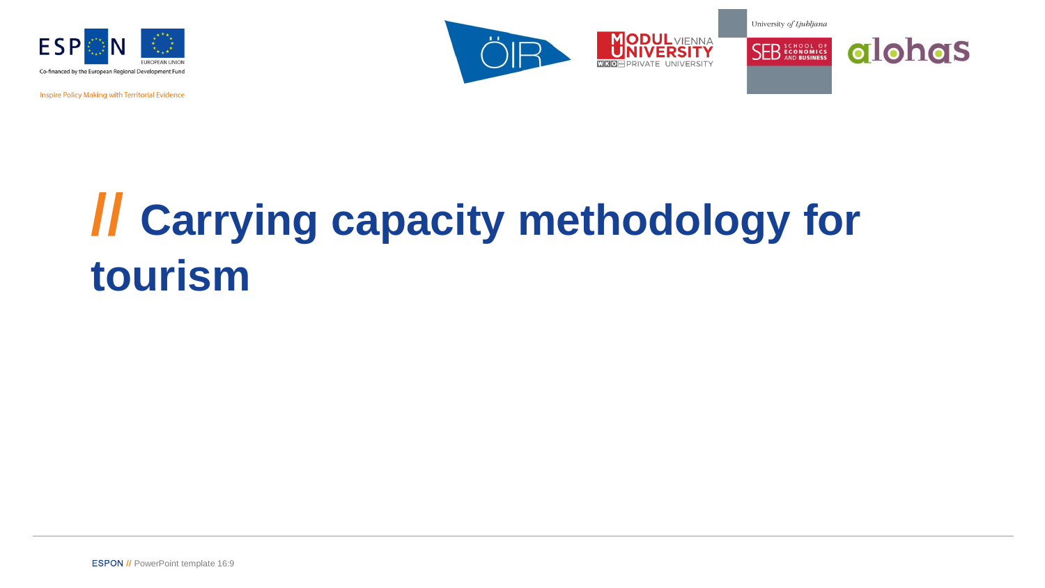ESPON

Co-financed by the European Regional Development Fund

EUROPEAN UNION

Inspire Policy Making with Territorial Evidence

ÖIR

MODUL VIENNA UNIVERSITY

PRIVATE UNIVERSITY

University of Ljubljana

SEB SCHOOL OF ECONOMICS AND BUSINESS

alohas

# // Carrying capacity methodology for tourism

ESPON // PowerPoint template 16:9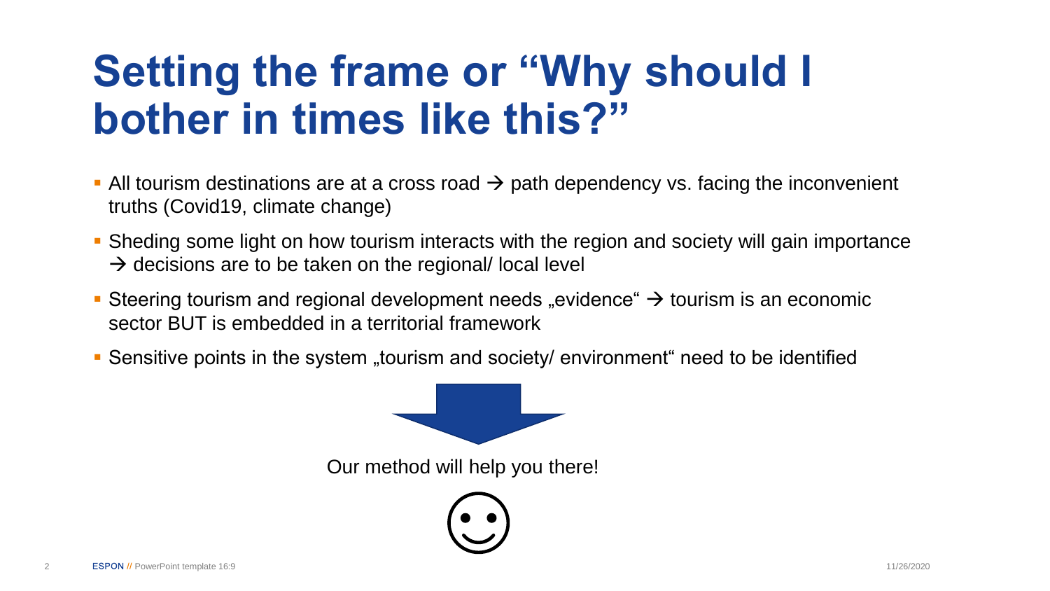# Setting the frame or “Why should I bother in times like this?”

- All tourism destinations are at a cross road → path dependency vs. facing the inconvenient truths (Covid19, climate change)
- Sheding some light on how tourism interacts with the region and society will gain importance → decisions are to be taken on the regional/ local level
- Steering tourism and regional development needs „evidence“ → tourism is an economic sector BUT is embedded in a territorial framework
- Sensitive points in the system „tourism and society/ environment“ need to be identified

Our method will help you there!

☺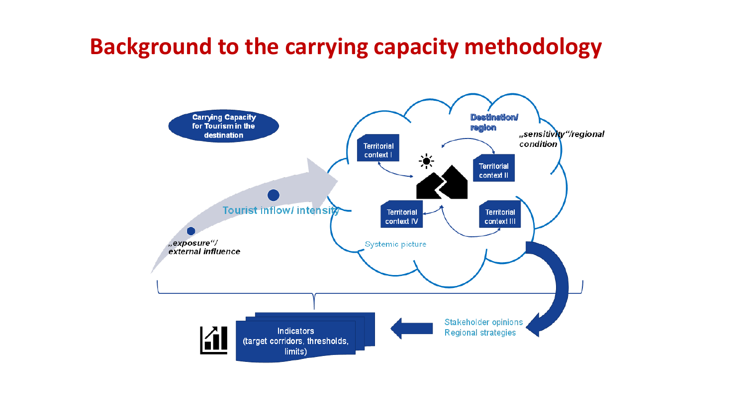# Background to the carrying capacity methodology

Carrying Capacity for Tourism in the destination

Destination/ region

„sensitivity"/regional condition

Territorial context I

Territorial context II

Territorial context III

Territorial context IV

Systemic picture

Tourist inflow/ intensity

„exposure"/ external influence

Stakeholder opinions
Regional strategies

Indicators
(target corridors, thresholds, limits)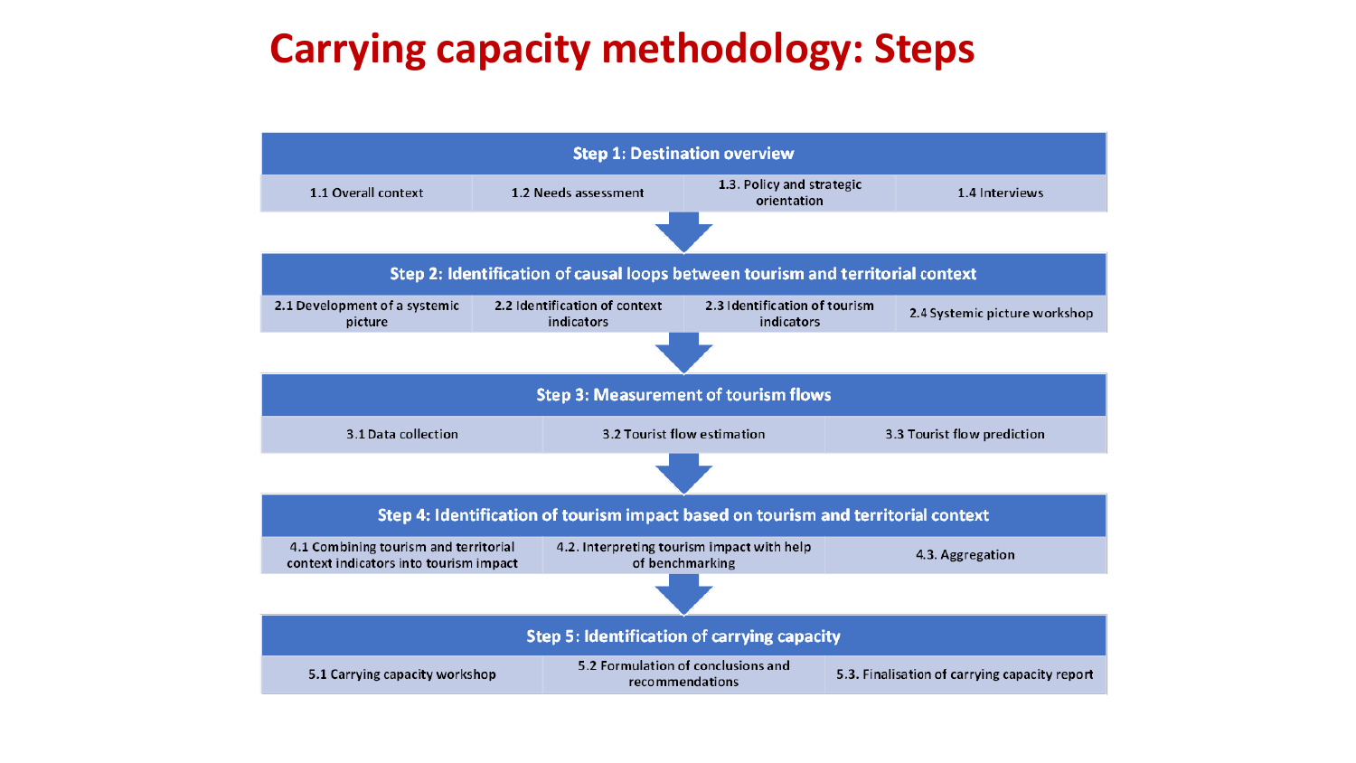# Carrying capacity methodology: Steps

## Step 1: Destination overview

- 1.1 Overall context
- 1.2 Needs assessment
- 1.3. Policy and strategic orientation
- 1.4 Interviews

## Step 2: Identification of causal loops between tourism and territorial context

- 2.1 Development of a systemic picture
- 2.2 Identification of context indicators
- 2.3 Identification of tourism indicators
- 2.4 Systemic picture workshop

## Step 3: Measurement of tourism flows

- 3.1 Data collection
- 3.2 Tourist flow estimation
- 3.3 Tourist flow prediction

## Step 4: Identification of tourism impact based on tourism and territorial context

- 4.1 Combining tourism and territorial context indicators into tourism impact
- 4.2. Interpreting tourism impact with help of benchmarking
- 4.3. Aggregation

## Step 5: Identification of carrying capacity

- 5.1 Carrying capacity workshop
- 5.2 Formulation of conclusions and recommendations
- 5.3. Finalisation of carrying capacity report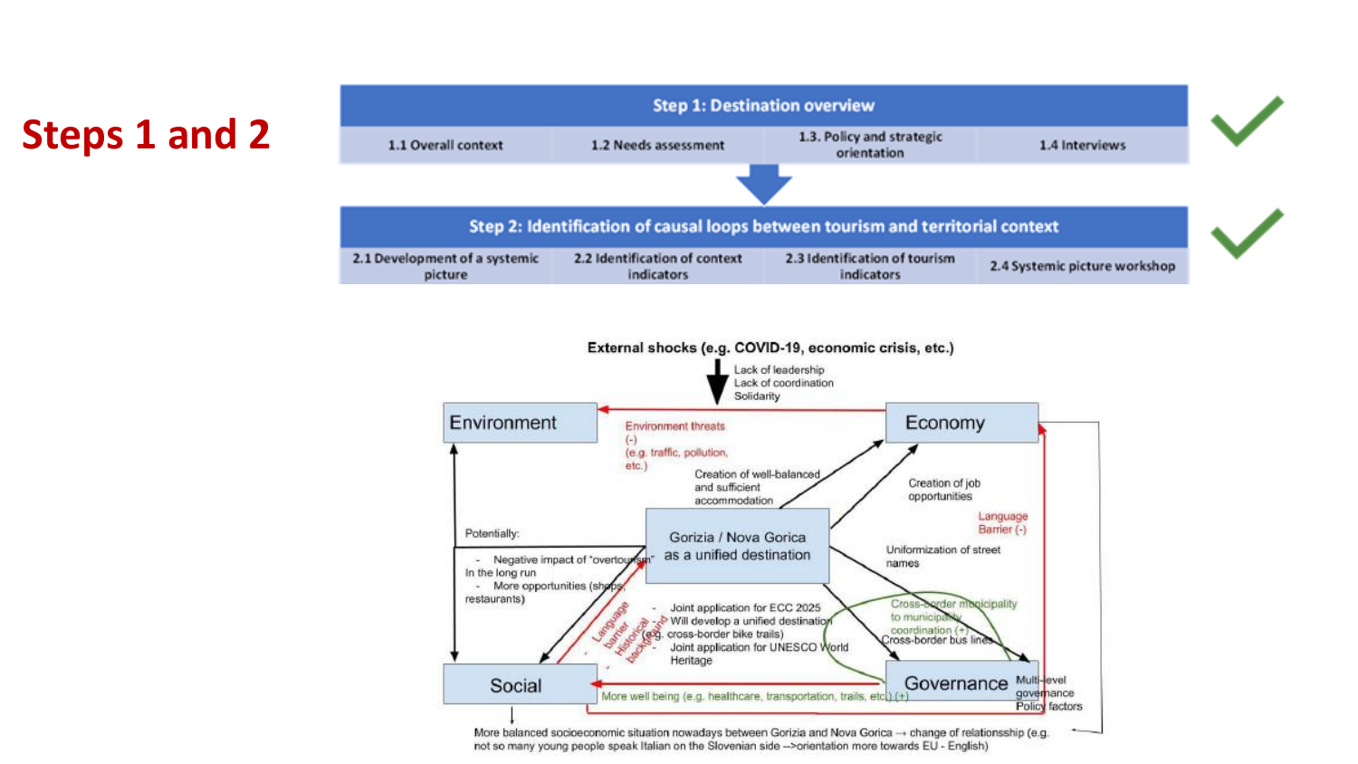# Steps 1 and 2

| Step 1: Destination overview | | | |
|---|---|---|---|
| 1.1 Overall context | 1.2 Needs assessment | 1.3. Policy and strategic orientation | 1.4 Interviews |

| Step 2: Identification of causal loops between tourism and territorial context | | | |
|---|---|---|---|
| 2.1 Development of a systemic picture | 2.2 Identification of context indicators | 2.3 Identification of tourism indicators | 2.4 Systemic picture workshop |

External shocks (e.g. COVID-19, economic crisis, etc.)

Lack of leadership
Lack of coordination
Solidarity

Environment

Economy

Environment threats (-) (e.g. traffic, pollution, etc.)

Creation of well-balanced and sufficient accommodation

Creation of job opportunities

Language Barrier (-)

Potentially:
- Negative impact of "overtourism" In the long run
- More opportunities (shops, restaurants)

Gorizia / Nova Gorica as a unified destination

Uniformization of street names

Language barrier
Historical background

- Joint application for ECC 2025
- Will develop a unified destination (e.g. cross-border bike trails)
- Joint application for UNESCO World Heritage

Cross-border municipality to municipality coordination (+)
Cross-border bus lines

Social

Governance

More well being (e.g. healthcare, transportation, trails, etc.) (+)

Multi-level governance
Policy factors

More balanced socioeconomic situation nowadays between Gorizia and Nova Gorica → change of relationsship (e.g. not so many young people speak Italian on the Slovenian side -->orientation more towards EU - English)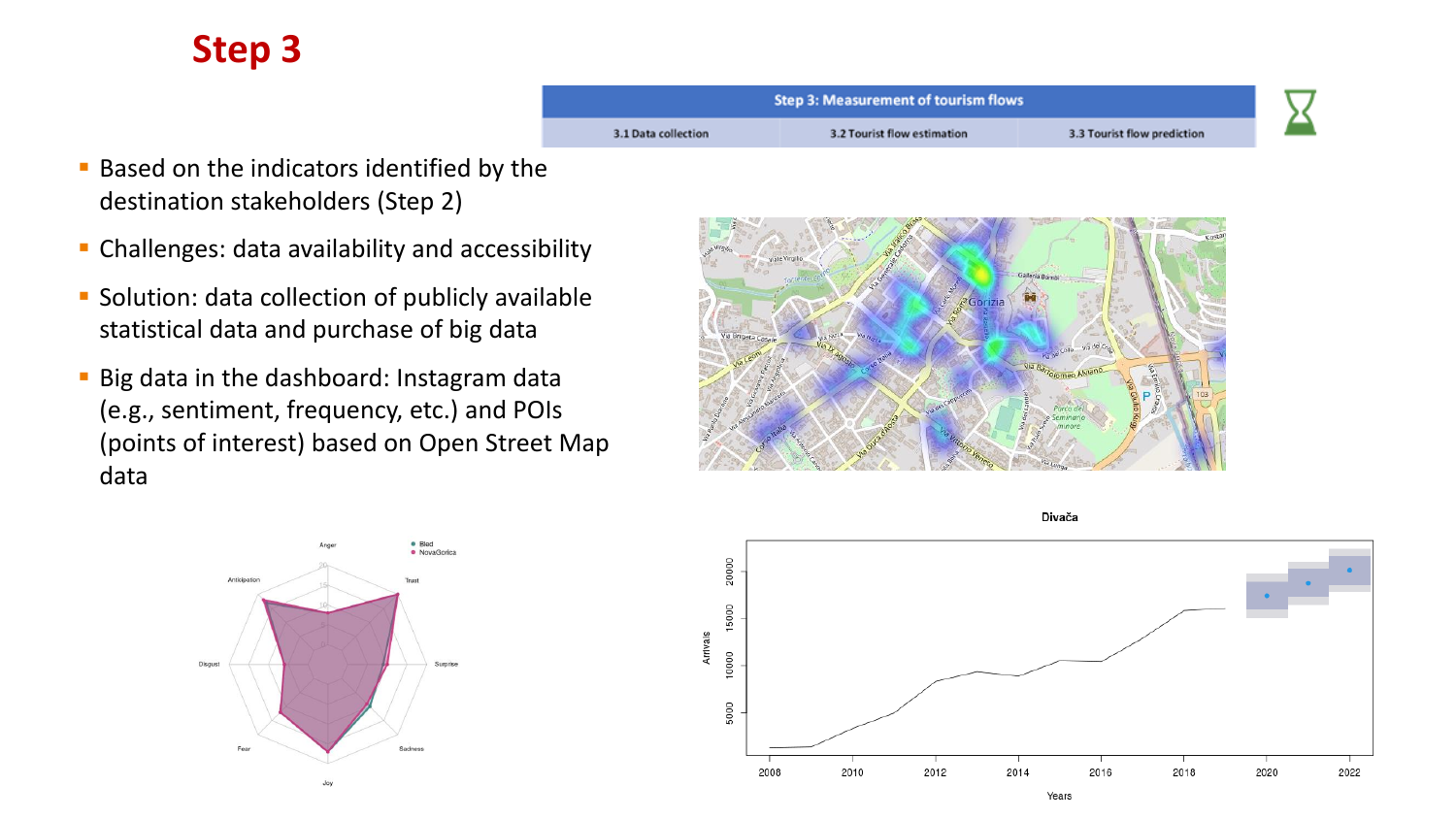# Step 3

| Step 3: Measurement of tourism flows | | |
|---|---|---|
| 3.1 Data collection | 3.2 Tourist flow estimation | 3.3 Tourist flow prediction |

- Based on the indicators identified by the destination stakeholders (Step 2)
- Challenges: data availability and accessibility
- Solution: data collection of publicly available statistical data and purchase of big data
- Big data in the dashboard: Instagram data (e.g., sentiment, frequency, etc.) and POIs (points of interest) based on Open Street Map data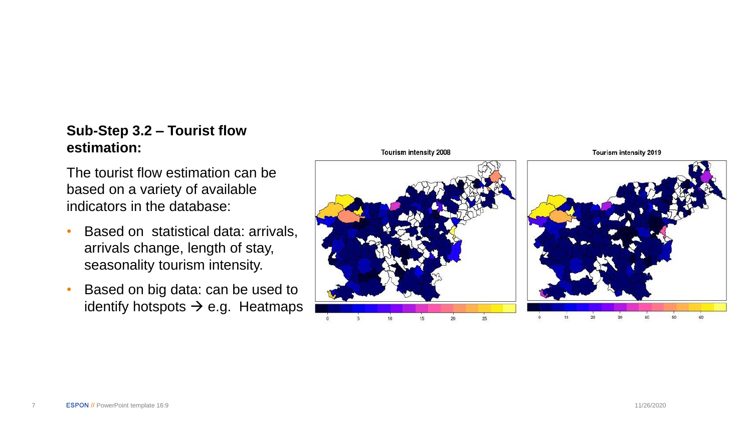### Sub-Step 3.2 – Tourist flow estimation:

The tourist flow estimation can be based on a variety of available indicators in the database:

- Based on  statistical data: arrivals, arrivals change, length of stay, seasonality tourism intensity.
- Based on big data: can be used to identify hotspots → e.g.  Heatmaps

Tourism intensity 2008

Tourism intensity 2019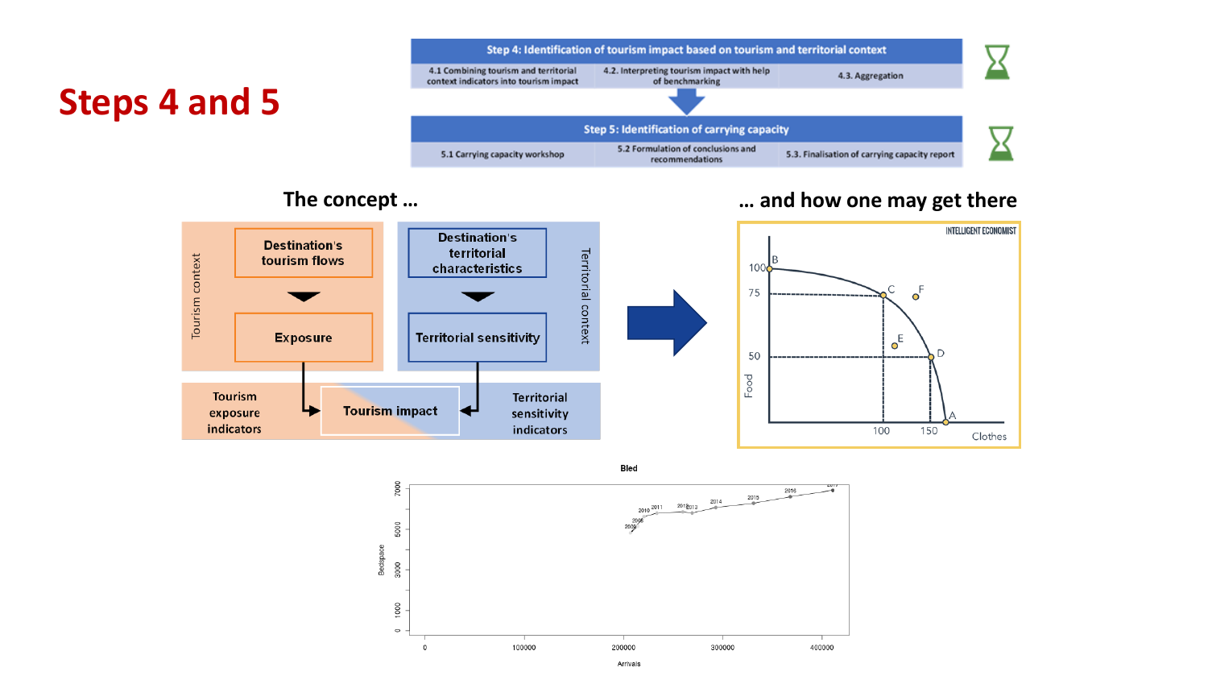# Steps 4 and 5

| Step 4: Identification of tourism impact based on tourism and territorial context | | |
|---|---|---|
| 4.1 Combining tourism and territorial context indicators into tourism impact | 4.2. Interpreting tourism impact with help of benchmarking | 4.3. Aggregation |

| Step 5: Identification of carrying capacity | | |
|---|---|---|
| 5.1 Carrying capacity workshop | 5.2 Formulation of conclusions and recommendations | 5.3. Finalisation of carrying capacity report |

## The concept …

Tourism context: Destination's tourism flows → Exposure → Tourism exposure indicators

Territorial context: Destination's territorial characteristics → Territorial sensitivity → Territorial sensitivity indicators

Tourism exposure indicators → **Tourism impact** ← Territorial sensitivity indicators

## … and how one may get there

INTELLIGENT ECONOMIST

Food (100, 75, 50) / Clothes (100, 150); points A, B, C, D, E, F

Bled

Bedspace / Arrivals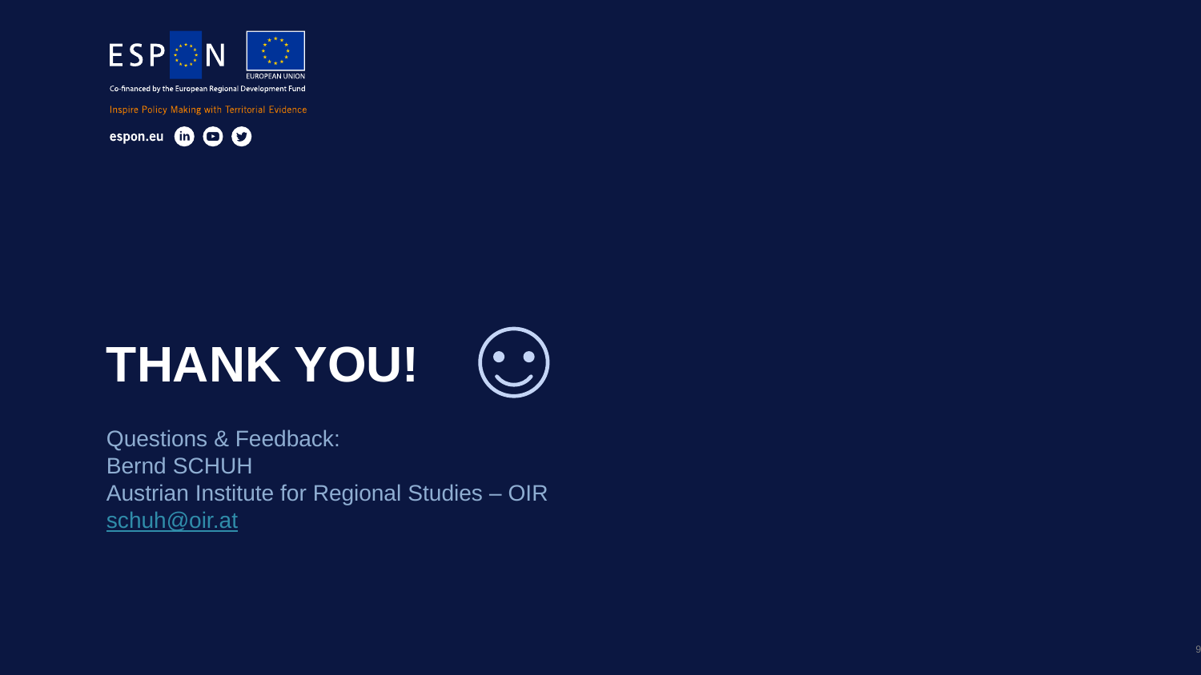ESPON

EUROPEAN UNION

Co-financed by the European Regional Development Fund

Inspire Policy Making with Territorial Evidence

espon.eu

# THANK YOU! ☺

Questions & Feedback:
Bernd SCHUH
Austrian Institute for Regional Studies – OIR
schuh@oir.at